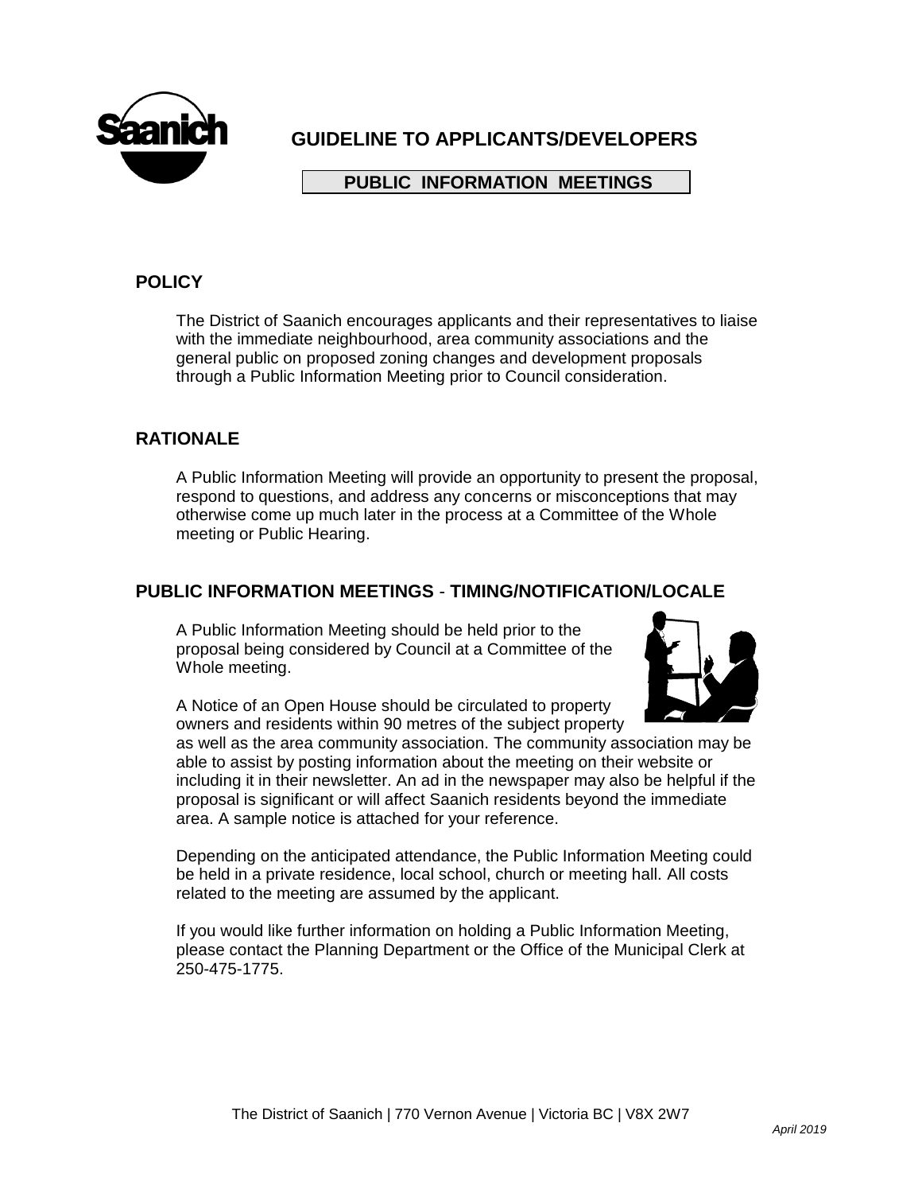# GUIDELINE TO APPLICANTS/DEVELOPERS

## PUBLIC INFORMATION MEETINGS

## POLICY

The District of Saanich encourages applicants and their representatives to liaise with the immediate neighbourhood, area community associations and the general public on proposed zoning changes and development proposals through a Public Information Meeting prior to Council consideration.

## RATIONALE

A Public Information Meeting will provide an opportunity to present the proposal, respond to questions, and address any concerns or misconceptions that may otherwise come up much later in the process at a Committee of the Whole meeting or Public Hearing.

## PUBLIC INFORMATION MEETINGS - TIMING/NOTIFICATION/LOCALE

A Public Information Meeting should be held prior to the proposal being considered by Council at a Committee of the Whole meeting.

A Notice of an Open House should be circulated to property owners and residents within 90 metres of the subject property as well as the area community association. The community association may be able to assist by posting information about the meeting on their website or including it in their newsletter. An ad in the newspaper may also be helpful if the proposal is significant or will affect Saanich residents beyond the immediate area. A sample notice is attached for your reference.

Depending on the anticipated attendance, the Public Information Meeting could be held in a private residence, local school, church or meeting hall. All costs related to the meeting are assumed by the applicant.

If you would like further information on holding a Public Information Meeting, please contact the Planning Department or the Office of the Municipal Clerk at 250-475-1775.

The District of Saanich | 770 Vernon Avenue | Victoria BC | V8X 2W7

*April 2019*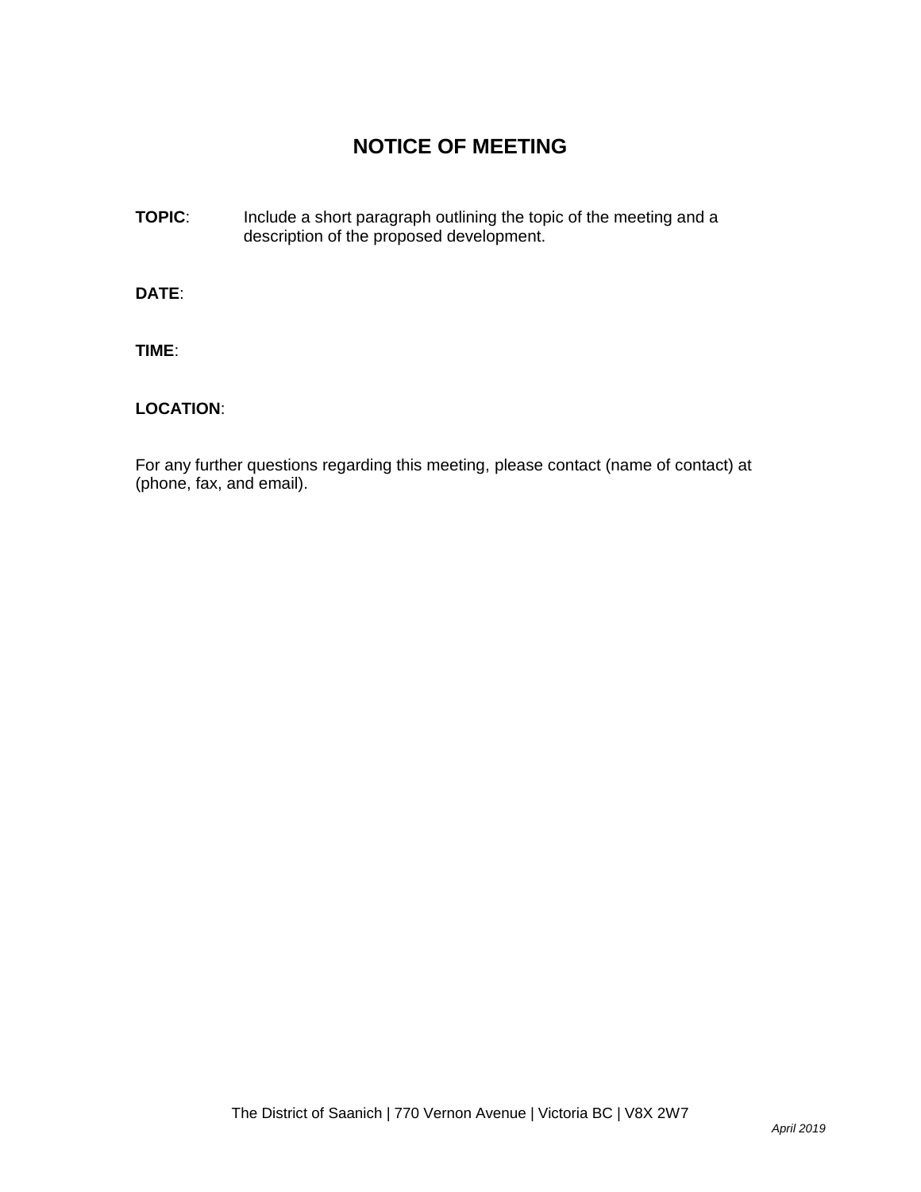# NOTICE OF MEETING

**TOPIC**: Include a short paragraph outlining the topic of the meeting and a description of the proposed development.

**DATE**:

**TIME**:

**LOCATION**:

For any further questions regarding this meeting, please contact (name of contact) at (phone, fax, and email).

The District of Saanich | 770 Vernon Avenue | Victoria BC | V8X 2W7

*April 2019*